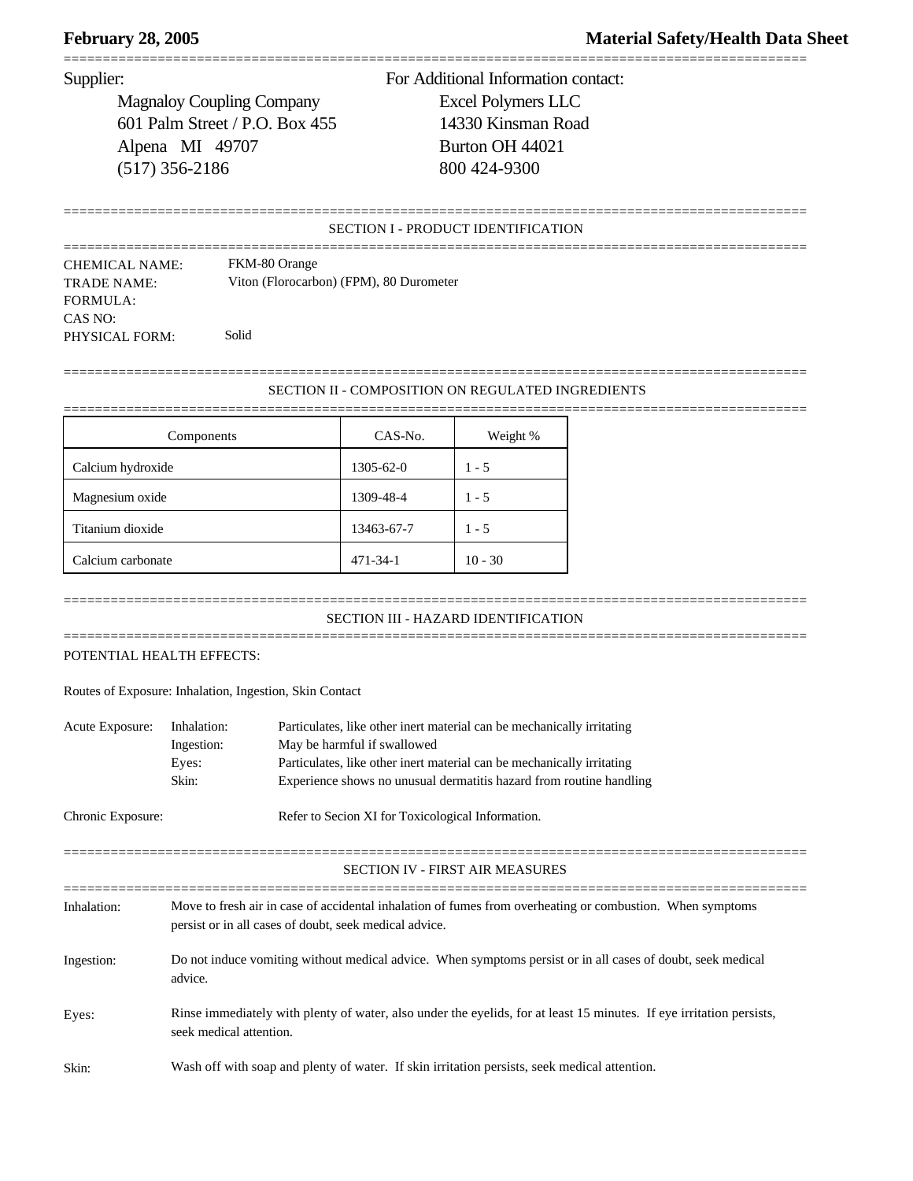**February 28, 2005** **Material Safety/Health Data Sheet**

Supplier:

Magnaloy Coupling Company
601 Palm Street / P.O. Box 455
Alpena MI 49707
(517) 356-2186

For Additional Information contact:

Excel Polymers LLC
14330 Kinsman Road
Burton OH 44021
800 424-9300

## SECTION I - PRODUCT IDENTIFICATION

CHEMICAL NAME: FKM-80 Orange
TRADE NAME: Viton (Florocarbon) (FPM), 80 Durometer
FORMULA:
CAS NO:
PHYSICAL FORM: Solid

## SECTION II - COMPOSITION ON REGULATED INGREDIENTS

| Components | CAS-No. | Weight % |
|---|---|---|
| Calcium hydroxide | 1305-62-0 | 1 - 5 |
| Magnesium oxide | 1309-48-4 | 1 - 5 |
| Titanium dioxide | 13463-67-7 | 1 - 5 |
| Calcium carbonate | 471-34-1 | 10 - 30 |

## SECTION III - HAZARD IDENTIFICATION

POTENTIAL HEALTH EFFECTS:

Routes of Exposure: Inhalation, Ingestion, Skin Contact

Acute Exposure:
- Inhalation: Particulates, like other inert material can be mechanically irritating
- Ingestion: May be harmful if swallowed
- Eyes: Particulates, like other inert material can be mechanically irritating
- Skin: Experience shows no unusual dermatitis hazard from routine handling

Chronic Exposure: Refer to Secion XI for Toxicological Information.

## SECTION IV - FIRST AIR MEASURES

Inhalation: Move to fresh air in case of accidental inhalation of fumes from overheating or combustion. When symptoms persist or in all cases of doubt, seek medical advice.

Ingestion: Do not induce vomiting without medical advice. When symptoms persist or in all cases of doubt, seek medical advice.

Eyes: Rinse immediately with plenty of water, also under the eyelids, for at least 15 minutes. If eye irritation persists, seek medical attention.

Skin: Wash off with soap and plenty of water. If skin irritation persists, seek medical attention.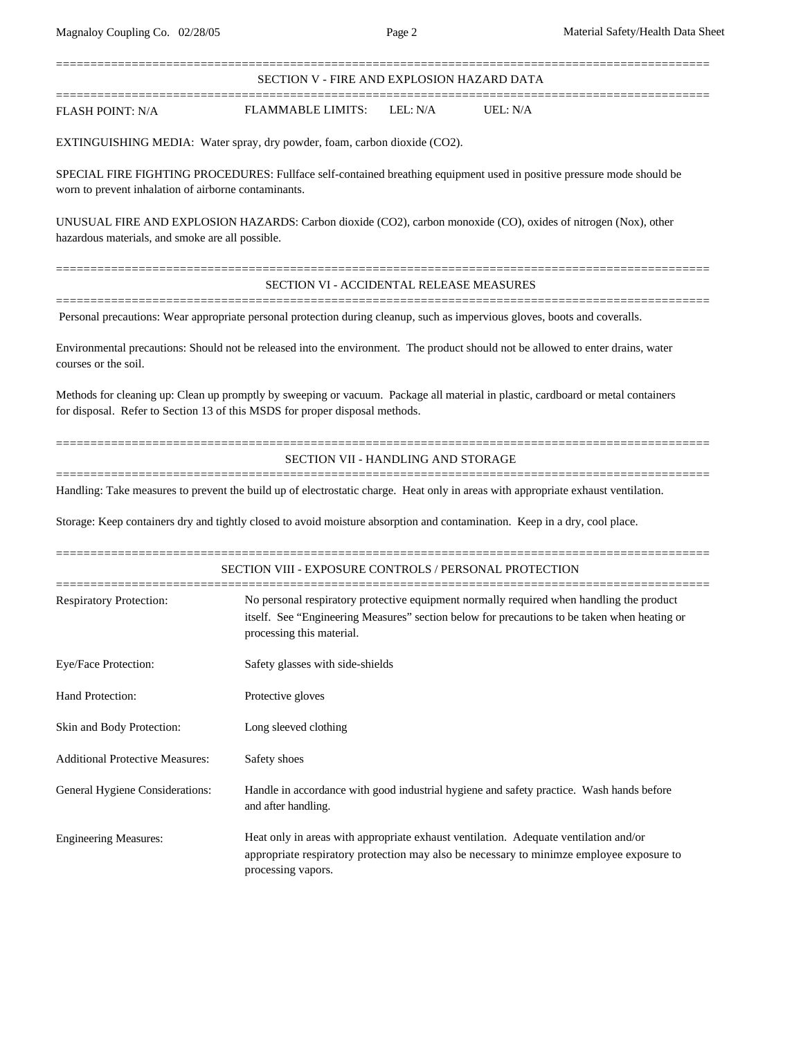## SECTION V - FIRE AND EXPLOSION HAZARD DATA

FLASH POINT: N/A FLAMMABLE LIMITS: LEL: N/A UEL: N/A

EXTINGUISHING MEDIA: Water spray, dry powder, foam, carbon dioxide ($CO_2$).

SPECIAL FIRE FIGHTING PROCEDURES: Fullface self-contained breathing equipment used in positive pressure mode should be worn to prevent inhalation of airborne contaminants.

UNUSUAL FIRE AND EXPLOSION HAZARDS: Carbon dioxide ($CO_2$), carbon monoxide (CO), oxides of nitrogen (Nox), other hazardous materials, and smoke are all possible.

## SECTION VI - ACCIDENTAL RELEASE MEASURES

Personal precautions: Wear appropriate personal protection during cleanup, such as impervious gloves, boots and coveralls.

Environmental precautions: Should not be released into the environment. The product should not be allowed to enter drains, water courses or the soil.

Methods for cleaning up: Clean up promptly by sweeping or vacuum. Package all material in plastic, cardboard or metal containers for disposal. Refer to Section 13 of this MSDS for proper disposal methods.

## SECTION VII - HANDLING AND STORAGE

Handling: Take measures to prevent the build up of electrostatic charge. Heat only in areas with appropriate exhaust ventilation.

Storage: Keep containers dry and tightly closed to avoid moisture absorption and contamination. Keep in a dry, cool place.

## SECTION VIII - EXPOSURE CONTROLS / PERSONAL PROTECTION

| | |
|---|---|
| Respiratory Protection: | No personal respiratory protective equipment normally required when handling the product itself. See "Engineering Measures" section below for precautions to be taken when heating or processing this material. |
| Eye/Face Protection: | Safety glasses with side-shields |
| Hand Protection: | Protective gloves |
| Skin and Body Protection: | Long sleeved clothing |
| Additional Protective Measures: | Safety shoes |
| General Hygiene Considerations: | Handle in accordance with good industrial hygiene and safety practice. Wash hands before and after handling. |
| Engineering Measures: | Heat only in areas with appropriate exhaust ventilation. Adequate ventilation and/or appropriate respiratory protection may also be necessary to minimze employee exposure to processing vapors. |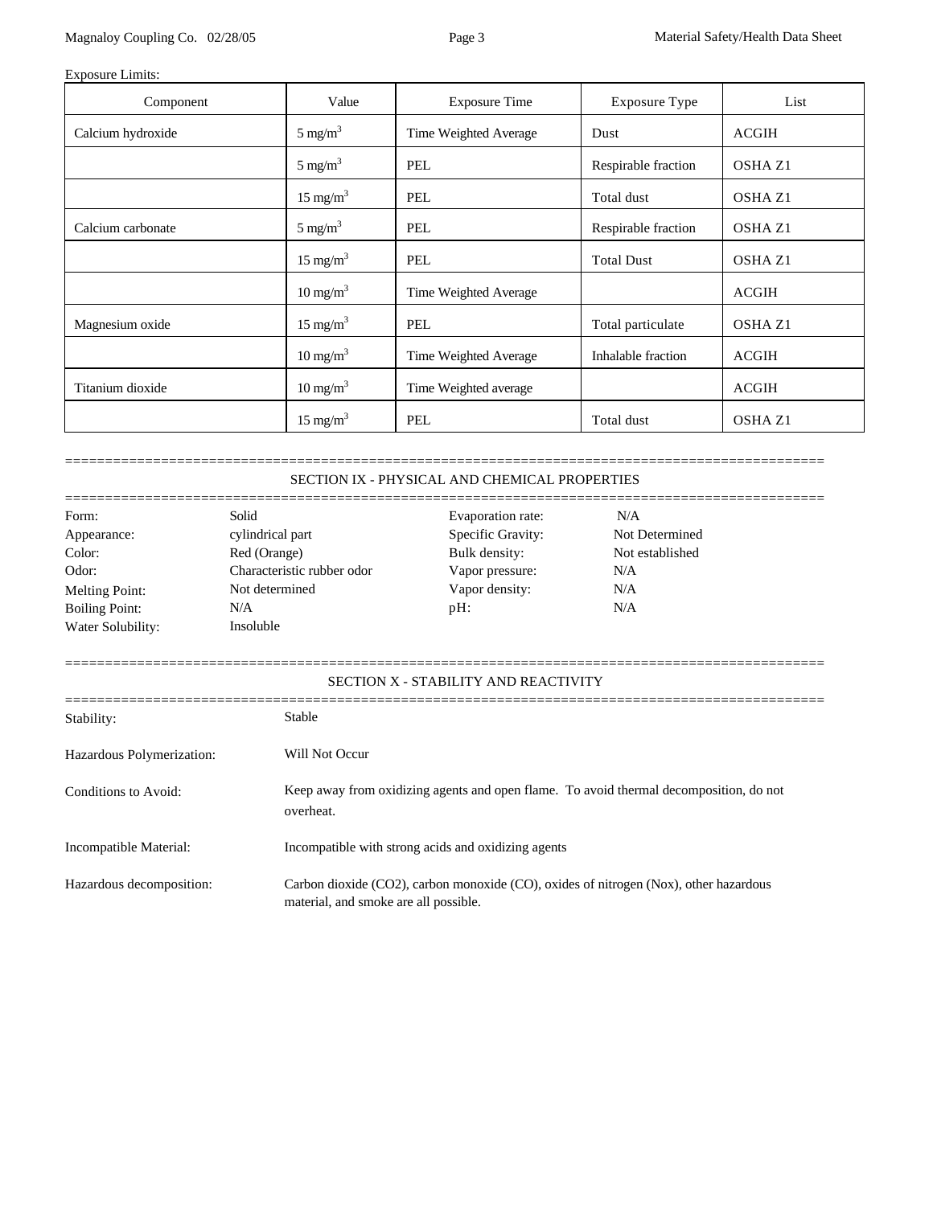Exposure Limits:

| Component | Value | Exposure Time | Exposure Type | List |
|---|---|---|---|---|
| Calcium hydroxide | 5 mg/m$^3$ | Time Weighted Average | Dust | ACGIH |
| | 5 mg/m$^3$ | PEL | Respirable fraction | OSHA Z1 |
| | 15 mg/m$^3$ | PEL | Total dust | OSHA Z1 |
| Calcium carbonate | 5 mg/m$^3$ | PEL | Respirable fraction | OSHA Z1 |
| | 15 mg/m$^3$ | PEL | Total Dust | OSHA Z1 |
| | 10 mg/m$^3$ | Time Weighted Average | | ACGIH |
| Magnesium oxide | 15 mg/m$^3$ | PEL | Total particulate | OSHA Z1 |
| | 10 mg/m$^3$ | Time Weighted Average | Inhalable fraction | ACGIH |
| Titanium dioxide | 10 mg/m$^3$ | Time Weighted average | | ACGIH |
| | 15 mg/m$^3$ | PEL | Total dust | OSHA Z1 |

## SECTION IX - PHYSICAL AND CHEMICAL PROPERTIES

| | | | |
|---|---|---|---|
| Form: | Solid | Evaporation rate: | N/A |
| Appearance: | cylindrical part | Specific Gravity: | Not Determined |
| Color: | Red (Orange) | Bulk density: | Not established |
| Odor: | Characteristic rubber odor | Vapor pressure: | N/A |
| Melting Point: | Not determined | Vapor density: | N/A |
| Boiling Point: | N/A | pH: | N/A |
| Water Solubility: | Insoluble | | |

## SECTION X - STABILITY AND REACTIVITY

Stability: Stable

Hazardous Polymerization: Will Not Occur

Conditions to Avoid: Keep away from oxidizing agents and open flame. To avoid thermal decomposition, do not overheat.

Incompatible Material: Incompatible with strong acids and oxidizing agents

Hazardous decomposition: Carbon dioxide ($CO_2$), carbon monoxide (CO), oxides of nitrogen (Nox), other hazardous material, and smoke are all possible.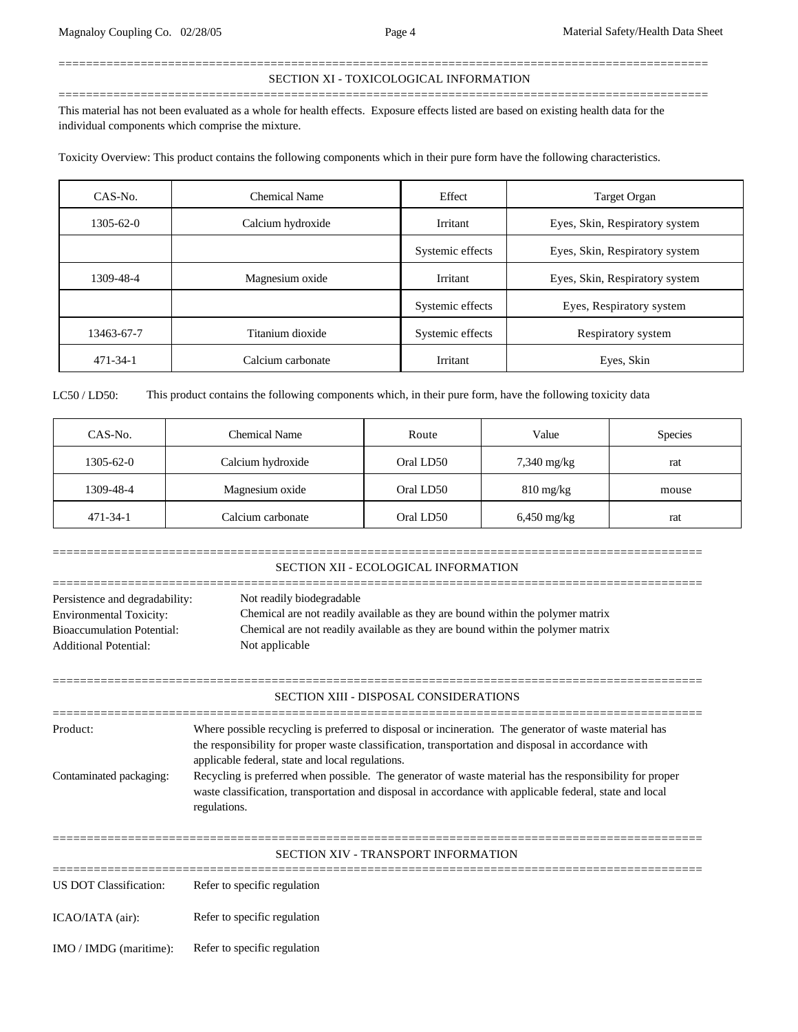## SECTION XI - TOXICOLOGICAL INFORMATION

This material has not been evaluated as a whole for health effects. Exposure effects listed are based on existing health data for the individual components which comprise the mixture.

Toxicity Overview: This product contains the following components which in their pure form have the following characteristics.

| CAS-No. | Chemical Name | Effect | Target Organ |
|---|---|---|---|
| 1305-62-0 | Calcium hydroxide | Irritant | Eyes, Skin, Respiratory system |
| | | Systemic effects | Eyes, Skin, Respiratory system |
| 1309-48-4 | Magnesium oxide | Irritant | Eyes, Skin, Respiratory system |
| | | Systemic effects | Eyes, Respiratory system |
| 13463-67-7 | Titanium dioxide | Systemic effects | Respiratory system |
| 471-34-1 | Calcium carbonate | Irritant | Eyes, Skin |

LC50 / LD50: This product contains the following components which, in their pure form, have the following toxicity data

| CAS-No. | Chemical Name | Route | Value | Species |
|---|---|---|---|---|
| 1305-62-0 | Calcium hydroxide | Oral LD50 | 7,340 mg/kg | rat |
| 1309-48-4 | Magnesium oxide | Oral LD50 | 810 mg/kg | mouse |
| 471-34-1 | Calcium carbonate | Oral LD50 | 6,450 mg/kg | rat |

## SECTION XII - ECOLOGICAL INFORMATION

Persistence and degradability: Not readily biodegradable
Environmental Toxicity: Chemical are not readily available as they are bound within the polymer matrix
Bioaccumulation Potential: Chemical are not readily available as they are bound within the polymer matrix
Additional Potential: Not applicable

## SECTION XIII - DISPOSAL CONSIDERATIONS

Product: Where possible recycling is preferred to disposal or incineration. The generator of waste material has the responsibility for proper waste classification, transportation and disposal in accordance with applicable federal, state and local regulations.

Contaminated packaging: Recycling is preferred when possible. The generator of waste material has the responsibility for proper waste classification, transportation and disposal in accordance with applicable federal, state and local regulations.

## SECTION XIV - TRANSPORT INFORMATION

US DOT Classification: Refer to specific regulation

ICAO/IATA (air): Refer to specific regulation

IMO / IMDG (maritime): Refer to specific regulation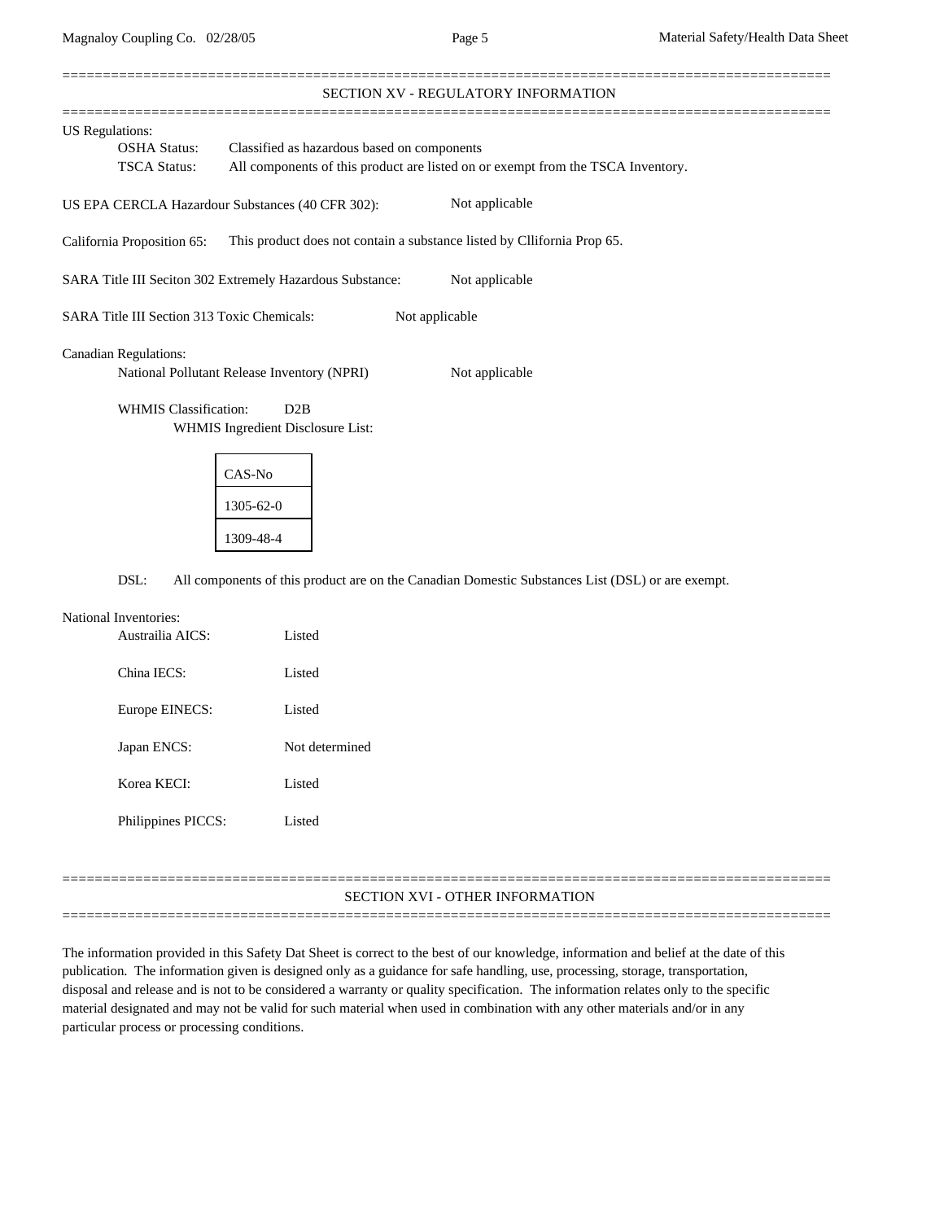## SECTION XV - REGULATORY INFORMATION

US Regulations:

OSHA Status: Classified as hazardous based on components

TSCA Status: All components of this product are listed on or exempt from the TSCA Inventory.

US EPA CERCLA Hazardour Substances (40 CFR 302): Not applicable

California Proposition 65: This product does not contain a substance listed by Cllifornia Prop 65.

SARA Title III Seciton 302 Extremely Hazardous Substance: Not applicable

SARA Title III Section 313 Toxic Chemicals: Not applicable

Canadian Regulations:

National Pollutant Release Inventory (NPRI) Not applicable

WHMIS Classification: D2B

WHMIS Ingredient Disclosure List:

| CAS-No |
|---|
| 1305-62-0 |
| 1309-48-4 |

DSL: All components of this product are on the Canadian Domestic Substances List (DSL) or are exempt.

National Inventories:

| | |
|---|---|
| Austrailia AICS: | Listed |
| China IECS: | Listed |
| Europe EINECS: | Listed |
| Japan ENCS: | Not determined |
| Korea KECI: | Listed |
| Philippines PICCS: | Listed |

## SECTION XVI - OTHER INFORMATION

The information provided in this Safety Dat Sheet is correct to the best of our knowledge, information and belief at the date of this publication. The information given is designed only as a guidance for safe handling, use, processing, storage, transportation, disposal and release and is not to be considered a warranty or quality specification. The information relates only to the specific material designated and may not be valid for such material when used in combination with any other materials and/or in any particular process or processing conditions.